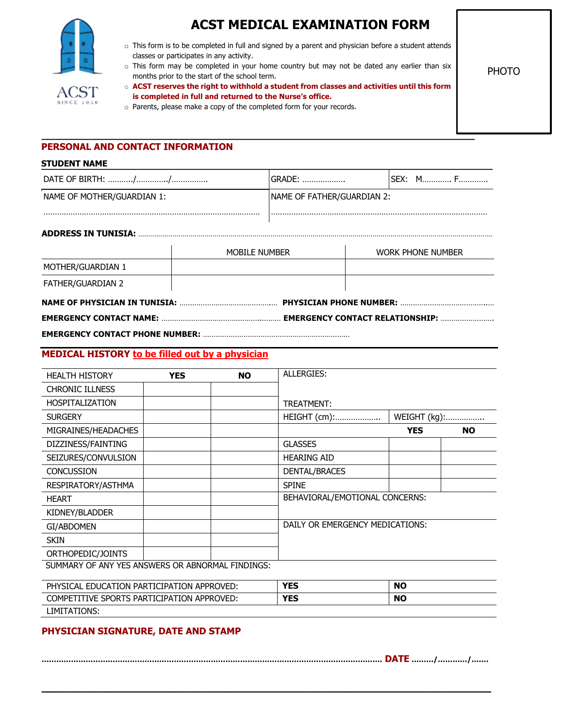# ACST MEDICAL EXAMINATION FORM

ACST
SINCE 1959

PHOTO

- This form is to be completed in full and signed by a parent and physician before a student attends classes or participates in any activity.
- This form may be completed in your home country but may not be dated any earlier than six months prior to the start of the school term.
- **ACST reserves the right to withhold a student from classes and activities until this form is completed in full and returned to the Nurse's office.**
- Parents, please make a copy of the completed form for your records.

## PERSONAL AND CONTACT INFORMATION

**STUDENT NAME**

| DATE OF BIRTH: ………../…………./…………… | GRADE: ………………. | SEX: M………… F………… |
|---|---|---|
| NAME OF MOTHER/GUARDIAN 1: …………………………………………………………………………… | NAME OF FATHER/GUARDIAN 2: …………………………………………………………………………… | |

**ADDRESS IN TUNISIA:** ……………………………………………………………………………………………………………

| | MOBILE NUMBER | WORK PHONE NUMBER |
|---|---|---|
| MOTHER/GUARDIAN 1 | | |
| FATHER/GUARDIAN 2 | | |

**NAME OF PHYSICIAN IN TUNISIA:** ……………………………………… **PHYSICIAN PHONE NUMBER:** ……………………………………

**EMERGENCY CONTACT NAME:** ……………………………………………… **EMERGENCY CONTACT RELATIONSHIP:** ……………………

**EMERGENCY CONTACT PHONE NUMBER:** ……………………………………………………………

## MEDICAL HISTORY to be filled out by a physician

| HEALTH HISTORY | YES | NO |
|---|---|---|
| CHRONIC ILLNESS | | |
| HOSPITALIZATION | | |
| SURGERY | | |
| MIGRAINES/HEADACHES | | |
| DIZZINESS/FAINTING | | |
| SEIZURES/CONVULSION | | |
| CONCUSSION | | |
| RESPIRATORY/ASTHMA | | |
| HEART | | |
| KIDNEY/BLADDER | | |
| GI/ABDOMEN | | |
| SKIN | | |
| ORTHOPEDIC/JOINTS | | |

ALLERGIES:

TREATMENT:

| HEIGHT (cm):……………….. | WEIGHT (kg):…………….. |
|---|---|

| | YES | NO |
|---|---|---|
| GLASSES | | |
| HEARING AID | | |
| DENTAL/BRACES | | |
| SPINE | | |

BEHAVIORAL/EMOTIONAL CONCERNS:

DAILY OR EMERGENCY MEDICATIONS:

SUMMARY OF ANY YES ANSWERS OR ABNORMAL FINDINGS:

| PHYSICAL EDUCATION PARTICIPATION APPROVED: | YES | NO |
|---|---|---|
| COMPETITIVE SPORTS PARTICIPATION APPROVED: | YES | NO |

LIMITATIONS:

## PHYSICIAN SIGNATURE, DATE AND STAMP

………………………………………………………………………………………………………… **DATE** ………/…………/…….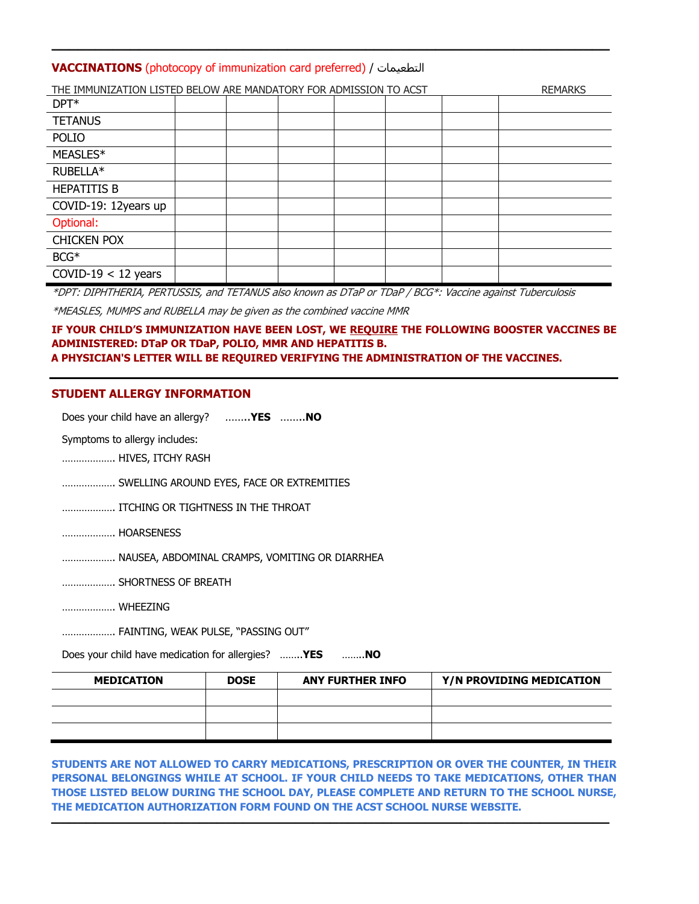## VACCINATIONS (photocopy of immunization card preferred) / التطعيمات

| THE IMMUNIZATION LISTED BELOW ARE MANDATORY FOR ADMISSION TO ACST | | | | | | | REMARKS |
|---|---|---|---|---|---|---|---|
| DPT* | | | | | | | |
| TETANUS | | | | | | | |
| POLIO | | | | | | | |
| MEASLES* | | | | | | | |
| RUBELLA* | | | | | | | |
| HEPATITIS B | | | | | | | |
| COVID-19: 12years up | | | | | | | |
| Optional: | | | | | | | |
| CHICKEN POX | | | | | | | |
| BCG* | | | | | | | |
| COVID-19 < 12 years | | | | | | | |

*\*DPT: DIPHTHERIA, PERTUSSIS, and TETANUS also known as DTaP or TDaP / BCG\*: Vaccine against Tuberculosis*

*\*MEASLES, MUMPS and RUBELLA may be given as the combined vaccine MMR*

**IF YOUR CHILD'S IMMUNIZATION HAVE BEEN LOST, WE REQUIRE THE FOLLOWING BOOSTER VACCINES BE ADMINISTERED: DTaP OR TDaP, POLIO, MMR AND HEPATITIS B.**
**A PHYSICIAN'S LETTER WILL BE REQUIRED VERIFYING THE ADMINISTRATION OF THE VACCINES.**

## STUDENT ALLERGY INFORMATION

Does your child have an allergy? ........**YES** ........**NO**

Symptoms to allergy includes:

.................. HIVES, ITCHY RASH

.................. SWELLING AROUND EYES, FACE OR EXTREMITIES

.................. ITCHING OR TIGHTNESS IN THE THROAT

.................. HOARSENESS

.................. NAUSEA, ABDOMINAL CRAMPS, VOMITING OR DIARRHEA

.................. SHORTNESS OF BREATH

.................. WHEEZING

.................. FAINTING, WEAK PULSE, "PASSING OUT"

Does your child have medication for allergies? ........**YES** ........**NO**

| MEDICATION | DOSE | ANY FURTHER INFO | Y/N PROVIDING MEDICATION |
|---|---|---|---|
| | | | |
| | | | |
| | | | |

**STUDENTS ARE NOT ALLOWED TO CARRY MEDICATIONS, PRESCRIPTION OR OVER THE COUNTER, IN THEIR PERSONAL BELONGINGS WHILE AT SCHOOL. IF YOUR CHILD NEEDS TO TAKE MEDICATIONS, OTHER THAN THOSE LISTED BELOW DURING THE SCHOOL DAY, PLEASE COMPLETE AND RETURN TO THE SCHOOL NURSE, THE MEDICATION AUTHORIZATION FORM FOUND ON THE ACST SCHOOL NURSE WEBSITE.**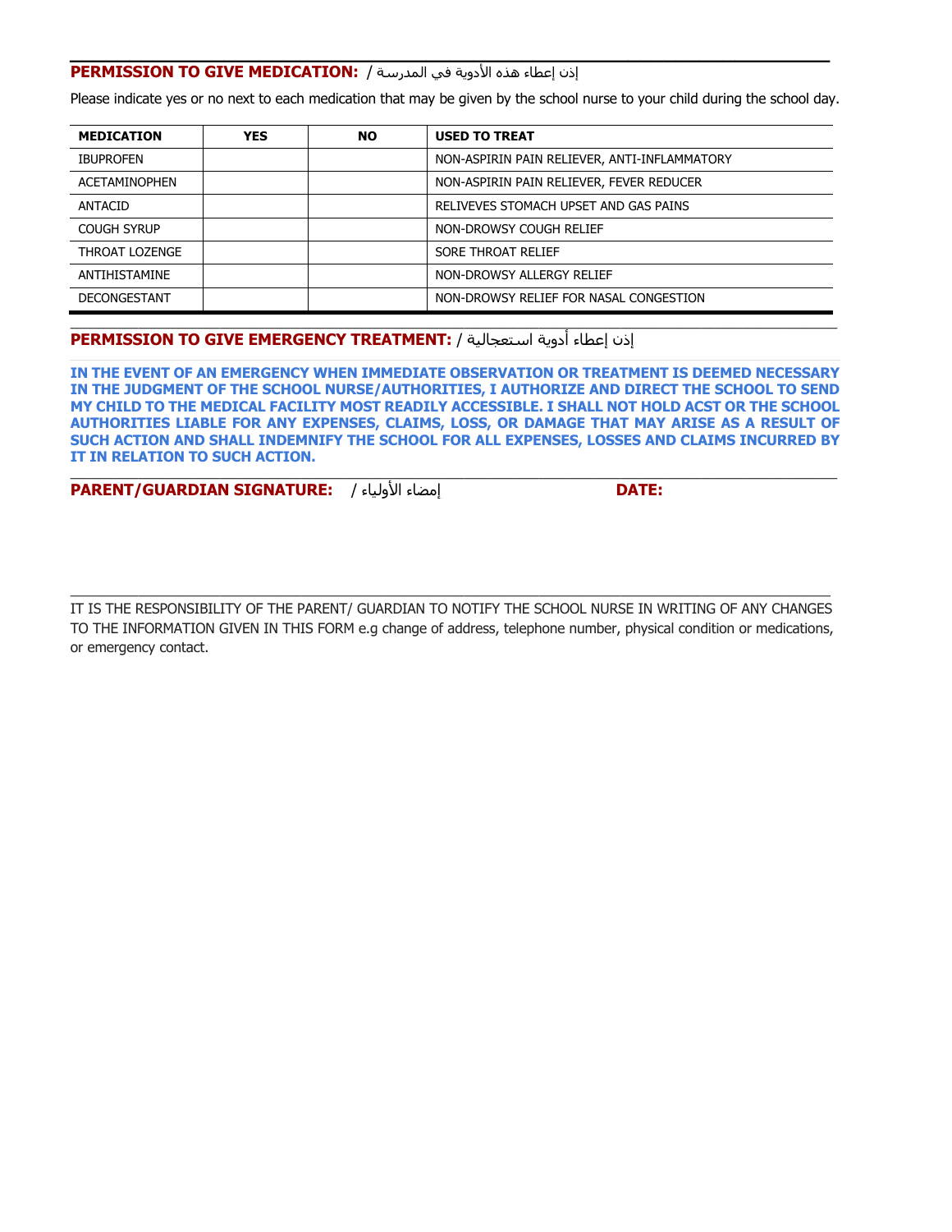## PERMISSION TO GIVE MEDICATION: / إذن إعطاء هذه الأدوية في المدرسة

Please indicate yes or no next to each medication that may be given by the school nurse to your child during the school day.

| MEDICATION | YES | NO | USED TO TREAT |
|---|---|---|---|
| IBUPROFEN | | | NON-ASPIRIN PAIN RELIEVER, ANTI-INFLAMMATORY |
| ACETAMINOPHEN | | | NON-ASPIRIN PAIN RELIEVER, FEVER REDUCER |
| ANTACID | | | RELIVEVES STOMACH UPSET AND GAS PAINS |
| COUGH SYRUP | | | NON-DROWSY COUGH RELIEF |
| THROAT LOZENGE | | | SORE THROAT RELIEF |
| ANTIHISTAMINE | | | NON-DROWSY ALLERGY RELIEF |
| DECONGESTANT | | | NON-DROWSY RELIEF FOR NASAL CONGESTION |

## PERMISSION TO GIVE EMERGENCY TREATMENT: / إذن إعطاء أدوية استعجالية

**IN THE EVENT OF AN EMERGENCY WHEN IMMEDIATE OBSERVATION OR TREATMENT IS DEEMED NECESSARY IN THE JUDGMENT OF THE SCHOOL NURSE/AUTHORITIES, I AUTHORIZE AND DIRECT THE SCHOOL TO SEND MY CHILD TO THE MEDICAL FACILITY MOST READILY ACCESSIBLE. I SHALL NOT HOLD ACST OR THE SCHOOL AUTHORITIES LIABLE FOR ANY EXPENSES, CLAIMS, LOSS, OR DAMAGE THAT MAY ARISE AS A RESULT OF SUCH ACTION AND SHALL INDEMNIFY THE SCHOOL FOR ALL EXPENSES, LOSSES AND CLAIMS INCURRED BY IT IN RELATION TO SUCH ACTION.**

**PARENT/GUARDIAN SIGNATURE:** / إمضاء الأولياء **DATE:**

IT IS THE RESPONSIBILITY OF THE PARENT/ GUARDIAN TO NOTIFY THE SCHOOL NURSE IN WRITING OF ANY CHANGES TO THE INFORMATION GIVEN IN THIS FORM e.g change of address, telephone number, physical condition or medications, or emergency contact.